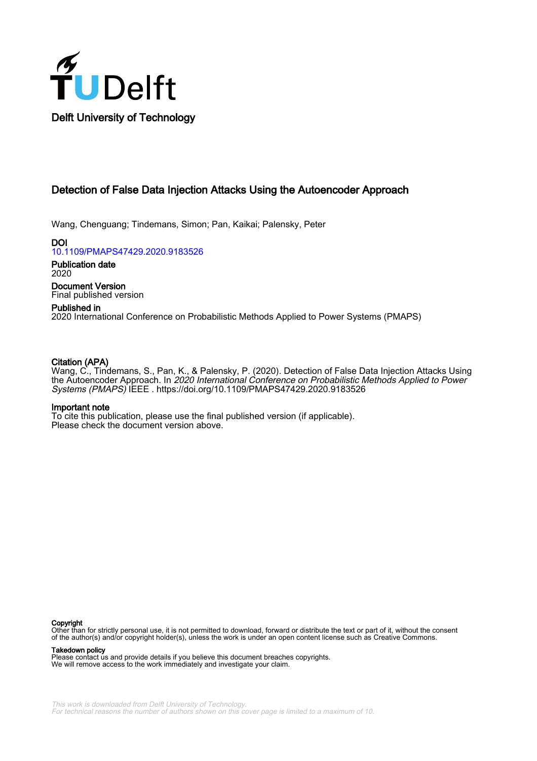Delft University of Technology

# Detection of False Data Injection Attacks Using the Autoencoder Approach

Wang, Chenguang; Tindemans, Simon; Pan, Kaikai; Palensky, Peter

**DOI**
10.1109/PMAPS47429.2020.9183526

**Publication date**
2020

**Document Version**
Final published version

**Published in**
2020 International Conference on Probabilistic Methods Applied to Power Systems (PMAPS)

**Citation (APA)**
Wang, C., Tindemans, S., Pan, K., & Palensky, P. (2020). Detection of False Data Injection Attacks Using the Autoencoder Approach. In *2020 International Conference on Probabilistic Methods Applied to Power Systems (PMAPS)* IEEE . https://doi.org/10.1109/PMAPS47429.2020.9183526

**Important note**
To cite this publication, please use the final published version (if applicable).
Please check the document version above.

**Copyright**
Other than for strictly personal use, it is not permitted to download, forward or distribute the text or part of it, without the consent of the author(s) and/or copyright holder(s), unless the work is under an open content license such as Creative Commons.

**Takedown policy**
Please contact us and provide details if you believe this document breaches copyrights.
We will remove access to the work immediately and investigate your claim.

*This work is downloaded from Delft University of Technology.*
*For technical reasons the number of authors shown on this cover page is limited to a maximum of 10.*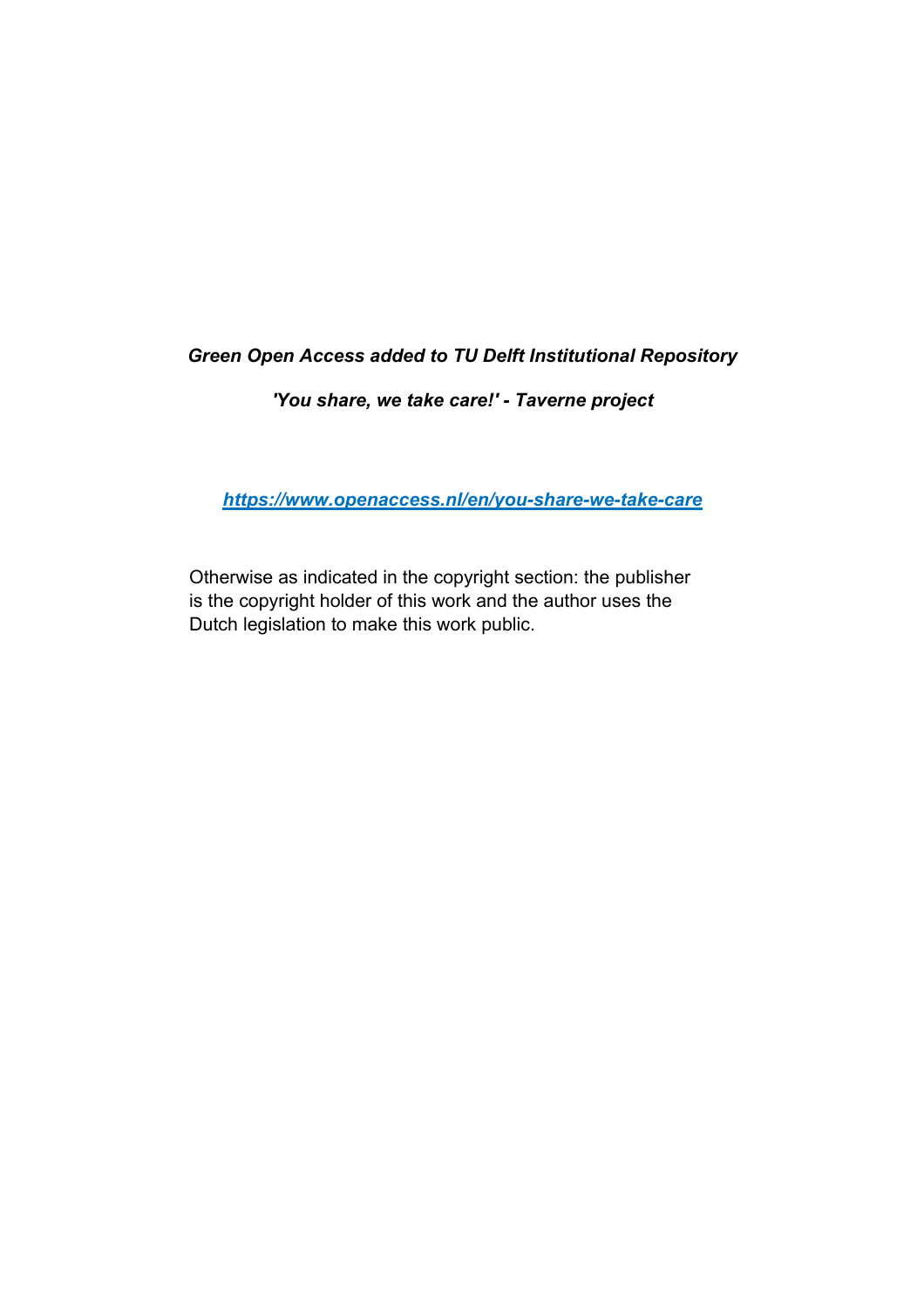***Green Open Access added to TU Delft Institutional Repository***

***'You share, we take care!' - Taverne project***

***https://www.openaccess.nl/en/you-share-we-take-care***

Otherwise as indicated in the copyright section: the publisher is the copyright holder of this work and the author uses the Dutch legislation to make this work public.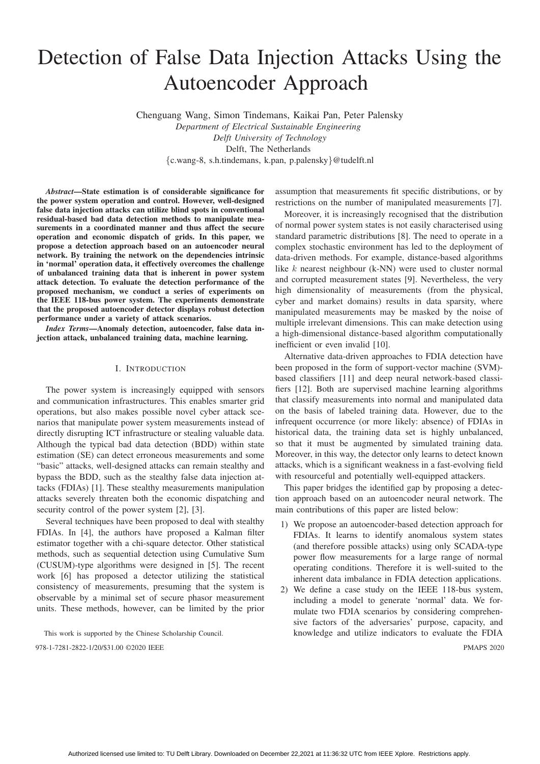# Detection of False Data Injection Attacks Using the Autoencoder Approach

Chenguang Wang, Simon Tindemans, Kaikai Pan, Peter Palensky
*Department of Electrical Sustainable Engineering*
*Delft University of Technology*
Delft, The Netherlands
{c.wang-8, s.h.tindemans, k.pan, p.palensky}@tudelft.nl

***Abstract*—State estimation is of considerable significance for the power system operation and control. However, well-designed false data injection attacks can utilize blind spots in conventional residual-based bad data detection methods to manipulate measurements in a coordinated manner and thus affect the secure operation and economic dispatch of grids. In this paper, we propose a detection approach based on an autoencoder neural network. By training the network on the dependencies intrinsic in 'normal' operation data, it effectively overcomes the challenge of unbalanced training data that is inherent in power system attack detection. To evaluate the detection performance of the proposed mechanism, we conduct a series of experiments on the IEEE 118-bus power system. The experiments demonstrate that the proposed autoencoder detector displays robust detection performance under a variety of attack scenarios.**

***Index Terms*—Anomaly detection, autoencoder, false data injection attack, unbalanced training data, machine learning.**

## I. Introduction

The power system is increasingly equipped with sensors and communication infrastructures. This enables smarter grid operations, but also makes possible novel cyber attack scenarios that manipulate power system measurements instead of directly disrupting ICT infrastructure or stealing valuable data. Although the typical bad data detection (BDD) within state estimation (SE) can detect erroneous measurements and some "basic" attacks, well-designed attacks can remain stealthy and bypass the BDD, such as the stealthy false data injection attacks (FDIAs) [1]. These stealthy measurements manipulation attacks severely threaten both the economic dispatching and security control of the power system [2], [3].

Several techniques have been proposed to deal with stealthy FDIAs. In [4], the authors have proposed a Kalman filter estimator together with a chi-square detector. Other statistical methods, such as sequential detection using Cumulative Sum (CUSUM)-type algorithms were designed in [5]. The recent work [6] has proposed a detector utilizing the statistical consistency of measurements, presuming that the system is observable by a minimal set of secure phasor measurement units. These methods, however, can be limited by the prior assumption that measurements fit specific distributions, or by restrictions on the number of manipulated measurements [7].

Moreover, it is increasingly recognised that the distribution of normal power system states is not easily characterised using standard parametric distributions [8]. The need to operate in a complex stochastic environment has led to the deployment of data-driven methods. For example, distance-based algorithms like $k$ nearest neighbour (k-NN) were used to cluster normal and corrupted measurement states [9]. Nevertheless, the very high dimensionality of measurements (from the physical, cyber and market domains) results in data sparsity, where manipulated measurements may be masked by the noise of multiple irrelevant dimensions. This can make detection using a high-dimensional distance-based algorithm computationally inefficient or even invalid [10].

Alternative data-driven approaches to FDIA detection have been proposed in the form of support-vector machine (SVM)-based classifiers [11] and deep neural network-based classifiers [12]. Both are supervised machine learning algorithms that classify measurements into normal and manipulated data on the basis of labeled training data. However, due to the infrequent occurrence (or more likely: absence) of FDIAs in historical data, the training data set is highly unbalanced, so that it must be augmented by simulated training data. Moreover, in this way, the detector only learns to detect known attacks, which is a significant weakness in a fast-evolving field with resourceful and potentially well-equipped attackers.

This paper bridges the identified gap by proposing a detection approach based on an autoencoder neural network. The main contributions of this paper are listed below:

1) We propose an autoencoder-based detection approach for FDIAs. It learns to identify anomalous system states (and therefore possible attacks) using only SCADA-type power flow measurements for a large range of normal operating conditions. Therefore it is well-suited to the inherent data imbalance in FDIA detection applications.
2) We define a case study on the IEEE 118-bus system, including a model to generate 'normal' data. We formulate two FDIA scenarios by considering comprehensive factors of the adversaries' purpose, capacity, and knowledge and utilize indicators to evaluate the FDIA

This work is supported by the Chinese Scholarship Council.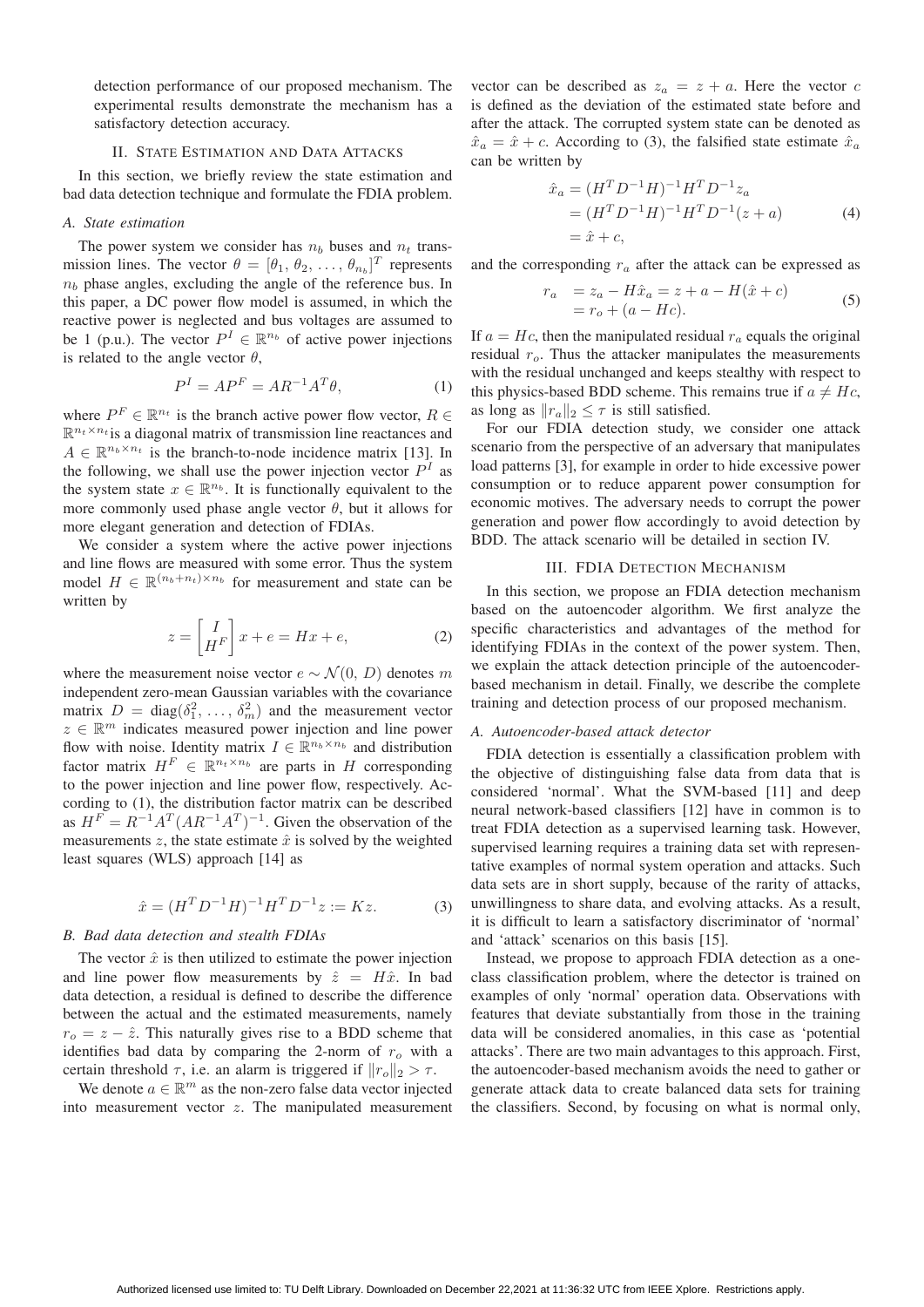detection performance of our proposed mechanism. The experimental results demonstrate the mechanism has a satisfactory detection accuracy.

## II. State Estimation and Data Attacks

In this section, we briefly review the state estimation and bad data detection technique and formulate the FDIA problem.

### A. State estimation

The power system we consider has $n_b$ buses and $n_t$ transmission lines. The vector $\theta = [\theta_1, \theta_2, \ldots, \theta_{n_b}]^T$ represents $n_b$ phase angles, excluding the angle of the reference bus. In this paper, a DC power flow model is assumed, in which the reactive power is neglected and bus voltages are assumed to be 1 (p.u.). The vector $P^I \in \mathbb{R}^{n_b}$ of active power injections is related to the angle vector $\theta$,

$$P^I = AP^F = AR^{-1}A^T\theta, \tag{1}$$

where $P^F \in \mathbb{R}^{n_t}$ is the branch active power flow vector, $R \in \mathbb{R}^{n_t \times n_t}$ is a diagonal matrix of transmission line reactances and $A \in \mathbb{R}^{n_b \times n_t}$ is the branch-to-node incidence matrix [13]. In the following, we shall use the power injection vector $P^I$ as the system state $x \in \mathbb{R}^{n_b}$. It is functionally equivalent to the more commonly used phase angle vector $\theta$, but it allows for more elegant generation and detection of FDIAs.

We consider a system where the active power injections and line flows are measured with some error. Thus the system model $H \in \mathbb{R}^{(n_b+n_t)\times n_b}$ for measurement and state can be written by

$$z = \begin{bmatrix} I \\ H^F \end{bmatrix} x + e = Hx + e, \tag{2}$$

where the measurement noise vector $e \sim \mathcal{N}(0, D)$ denotes $m$ independent zero-mean Gaussian variables with the covariance matrix $D = \text{diag}(\delta_1^2, \ldots, \delta_m^2)$ and the measurement vector $z \in \mathbb{R}^m$ indicates measured power injection and line power flow with noise. Identity matrix $I \in \mathbb{R}^{n_b \times n_b}$ and distribution factor matrix $H^F \in \mathbb{R}^{n_t \times n_b}$ are parts in $H$ corresponding to the power injection and line power flow, respectively. According to (1), the distribution factor matrix can be described as $H^F = R^{-1}A^T(AR^{-1}A^T)^{-1}$. Given the observation of the measurements $z$, the state estimate $\hat{x}$ is solved by the weighted least squares (WLS) approach [14] as

$$\hat{x} = (H^T D^{-1} H)^{-1} H^T D^{-1} z := Kz. \tag{3}$$

### B. Bad data detection and stealth FDIAs

The vector $\hat{x}$ is then utilized to estimate the power injection and line power flow measurements by $\hat{z} = H\hat{x}$. In bad data detection, a residual is defined to describe the difference between the actual and the estimated measurements, namely $r_o = z - \hat{z}$. This naturally gives rise to a BDD scheme that identifies bad data by comparing the 2-norm of $r_o$ with a certain threshold $\tau$, i.e. an alarm is triggered if $\|r_o\|_2 > \tau$.

We denote $a \in \mathbb{R}^m$ as the non-zero false data vector injected into measurement vector $z$. The manipulated measurement vector can be described as $z_a = z + a$. Here the vector $c$ is defined as the deviation of the estimated state before and after the attack. The corrupted system state can be denoted as $\hat{x}_a = \hat{x} + c$. According to (3), the falsified state estimate $\hat{x}_a$ can be written by

$$\begin{aligned} \hat{x}_a &= (H^T D^{-1} H)^{-1} H^T D^{-1} z_a \\ &= (H^T D^{-1} H)^{-1} H^T D^{-1} (z + a) \\ &= \hat{x} + c, \end{aligned} \tag{4}$$

and the corresponding $r_a$ after the attack can be expressed as

$$\begin{aligned} r_a &= z_a - H\hat{x}_a = z + a - H(\hat{x} + c) \\ &= r_o + (a - Hc). \end{aligned} \tag{5}$$

If $a = Hc$, then the manipulated residual $r_a$ equals the original residual $r_o$. Thus the attacker manipulates the measurements with the residual unchanged and keeps stealthy with respect to this physics-based BDD scheme. This remains true if $a \neq Hc$, as long as $\|r_a\|_2 \leq \tau$ is still satisfied.

For our FDIA detection study, we consider one attack scenario from the perspective of an adversary that manipulates load patterns [3], for example in order to hide excessive power consumption or to reduce apparent power consumption for economic motives. The adversary needs to corrupt the power generation and power flow accordingly to avoid detection by BDD. The attack scenario will be detailed in section IV.

## III. FDIA Detection Mechanism

In this section, we propose an FDIA detection mechanism based on the autoencoder algorithm. We first analyze the specific characteristics and advantages of the method for identifying FDIAs in the context of the power system. Then, we explain the attack detection principle of the autoencoder-based mechanism in detail. Finally, we describe the complete training and detection process of our proposed mechanism.

### A. Autoencoder-based attack detector

FDIA detection is essentially a classification problem with the objective of distinguishing false data from data that is considered 'normal'. What the SVM-based [11] and deep neural network-based classifiers [12] have in common is to treat FDIA detection as a supervised learning task. However, supervised learning requires a training data set with representative examples of normal system operation and attacks. Such data sets are in short supply, because of the rarity of attacks, unwillingness to share data, and evolving attacks. As a result, it is difficult to learn a satisfactory discriminator of 'normal' and 'attack' scenarios on this basis [15].

Instead, we propose to approach FDIA detection as a one-class classification problem, where the detector is trained on examples of only 'normal' operation data. Observations with features that deviate substantially from those in the training data will be considered anomalies, in this case as 'potential attacks'. There are two main advantages to this approach. First, the autoencoder-based mechanism avoids the need to gather or generate attack data to create balanced data sets for training the classifiers. Second, by focusing on what is normal only,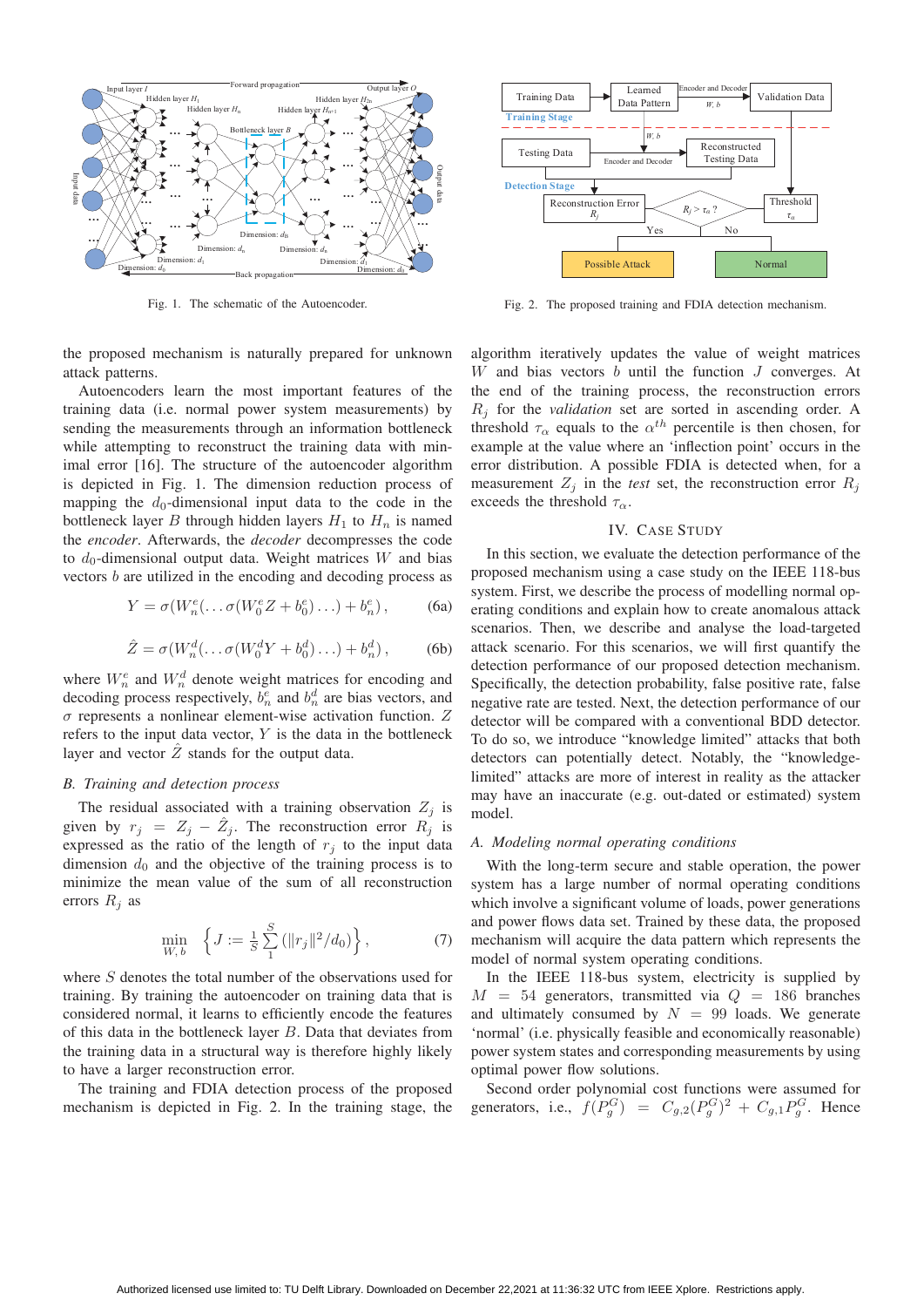Fig. 1. The schematic of the Autoencoder.

Fig. 2. The proposed training and FDIA detection mechanism.

the proposed mechanism is naturally prepared for unknown attack patterns.

Autoencoders learn the most important features of the training data (i.e. normal power system measurements) by sending the measurements through an information bottleneck while attempting to reconstruct the training data with minimal error [16]. The structure of the autoencoder algorithm is depicted in Fig. 1. The dimension reduction process of mapping the $d_0$-dimensional input data to the code in the bottleneck layer $B$ through hidden layers $H_1$ to $H_n$ is named the *encoder*. Afterwards, the *decoder* decompresses the code to $d_0$-dimensional output data. Weight matrices $W$ and bias vectors $b$ are utilized in the encoding and decoding process as

$$Y = \sigma(W_n^e(\dots\sigma(W_0^e Z + b_0^e)\dots) + b_n^e)\,, \tag{6a}$$

$$\hat{Z} = \sigma(W_n^d(\dots\sigma(W_0^d Y + b_0^d)\dots) + b_n^d)\,, \tag{6b}$$

where $W_n^e$ and $W_n^d$ denote weight matrices for encoding and decoding process respectively, $b_n^e$ and $b_n^d$ are bias vectors, and $\sigma$ represents a nonlinear element-wise activation function. $Z$ refers to the input data vector, $Y$ is the data in the bottleneck layer and vector $\hat{Z}$ stands for the output data.

### *B. Training and detection process*

The residual associated with a training observation $Z_j$ is given by $r_j = Z_j - \hat{Z}_j$. The reconstruction error $R_j$ is expressed as the ratio of the length of $r_j$ to the input data dimension $d_0$ and the objective of the training process is to minimize the mean value of the sum of all reconstruction errors $R_j$ as

$$\min_{W,\,b} \left\{ J := \frac{1}{S}\sum_{1}^{S}\left(\|r_j\|^2/d_0\right)\right\}, \tag{7}$$

where $S$ denotes the total number of the observations used for training. By training the autoencoder on training data that is considered normal, it learns to efficiently encode the features of this data in the bottleneck layer $B$. Data that deviates from the training data in a structural way is therefore highly likely to have a larger reconstruction error.

The training and FDIA detection process of the proposed mechanism is depicted in Fig. 2. In the training stage, the algorithm iteratively updates the value of weight matrices $W$ and bias vectors $b$ until the function $J$ converges. At the end of the training process, the reconstruction errors $R_j$ for the *validation* set are sorted in ascending order. A threshold $\tau_\alpha$ equals to the $\alpha^{th}$ percentile is then chosen, for example at the value where an 'inflection point' occurs in the error distribution. A possible FDIA is detected when, for a measurement $Z_j$ in the *test* set, the reconstruction error $R_j$ exceeds the threshold $\tau_\alpha$.

## IV. Case Study

In this section, we evaluate the detection performance of the proposed mechanism using a case study on the IEEE 118-bus system. First, we describe the process of modelling normal operating conditions and explain how to create anomalous attack scenarios. Then, we describe and analyse the load-targeted attack scenario. For this scenarios, we will first quantify the detection performance of our proposed detection mechanism. Specifically, the detection probability, false positive rate, false negative rate are tested. Next, the detection performance of our detector will be compared with a conventional BDD detector. To do so, we introduce "knowledge limited" attacks that both detectors can potentially detect. Notably, the "knowledge-limited" attacks are more of interest in reality as the attacker may have an inaccurate (e.g. out-dated or estimated) system model.

### *A. Modeling normal operating conditions*

With the long-term secure and stable operation, the power system has a large number of normal operating conditions which involve a significant volume of loads, power generations and power flows data set. Trained by these data, the proposed mechanism will acquire the data pattern which represents the model of normal system operating conditions.

In the IEEE 118-bus system, electricity is supplied by $M = 54$ generators, transmitted via $Q = 186$ branches and ultimately consumed by $N = 99$ loads. We generate 'normal' (i.e. physically feasible and economically reasonable) power system states and corresponding measurements by using optimal power flow solutions.

Second order polynomial cost functions were assumed for generators, i.e., $f(P_g^G) = C_{g,2}(P_g^G)^2 + C_{g,1}P_g^G$. Hence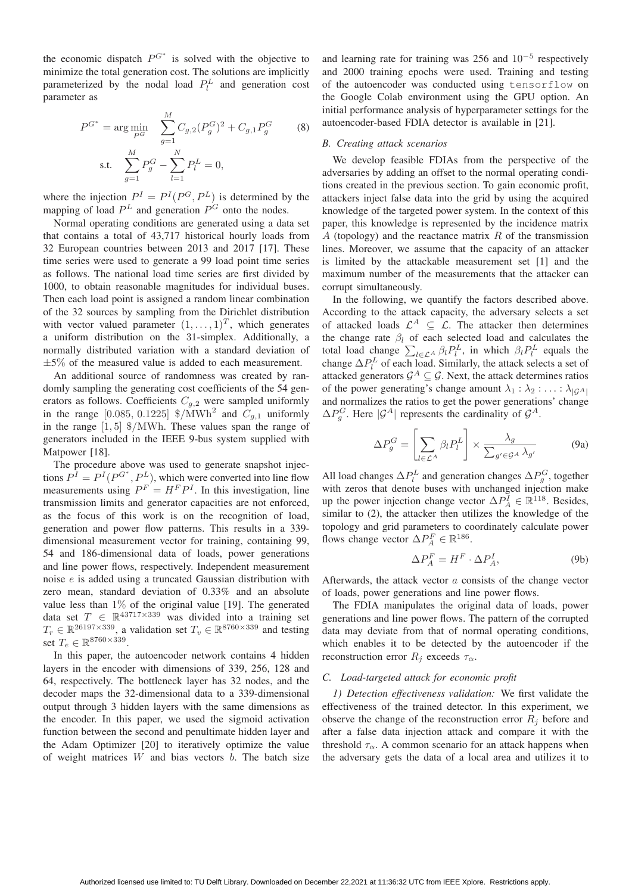the economic dispatch $P^{G^*}$ is solved with the objective to minimize the total generation cost. The solutions are implicitly parameterized by the nodal load $P_l^L$ and generation cost parameter as

$$P^{G^*} = \arg\min_{P^G} \quad \sum_{g=1}^{M} C_{g,2}(P_g^G)^2 + C_{g,1}P_g^G \tag{8}$$
$$\text{s.t.} \quad \sum_{g=1}^{M} P_g^G - \sum_{l=1}^{N} P_l^L = 0,$$

where the injection $P^I = P^I(P^G, P^L)$ is determined by the mapping of load $P^L$ and generation $P^G$ onto the nodes.

Normal operating conditions are generated using a data set that contains a total of 43,717 historical hourly loads from 32 European countries between 2013 and 2017 [17]. These time series were used to generate a 99 load point time series as follows. The national load time series are first divided by 1000, to obtain reasonable magnitudes for individual buses. Then each load point is assigned a random linear combination of the 32 sources by sampling from the Dirichlet distribution with vector valued parameter $(1, \ldots, 1)^T$, which generates a uniform distribution on the 31-simplex. Additionally, a normally distributed variation with a standard deviation of $\pm 5\%$ of the measured value is added to each measurement.

An additional source of randomness was created by randomly sampling the generating cost coefficients of the 54 generators as follows. Coefficients $C_{g,2}$ were sampled uniformly in the range $[0.085, 0.1225]$ \$/MWh$^2$ and $C_{g,1}$ uniformly in the range $[1, 5]$ \$/MWh. These values span the range of generators included in the IEEE 9-bus system supplied with Matpower [18].

The procedure above was used to generate snapshot injections $P^I = P^I(P^{G^*}, P^L)$, which were converted into line flow measurements using $P^F = H^F P^I$. In this investigation, line transmission limits and generator capacities are not enforced, as the focus of this work is on the recognition of load, generation and power flow patterns. This results in a 339-dimensional measurement vector for training, containing 99, 54 and 186-dimensional data of loads, power generations and line power flows, respectively. Independent measurement noise $e$ is added using a truncated Gaussian distribution with zero mean, standard deviation of 0.33% and an absolute value less than 1% of the original value [19]. The generated data set $T \in \mathbb{R}^{43717 \times 339}$ was divided into a training set $T_r \in \mathbb{R}^{26197 \times 339}$, a validation set $T_v \in \mathbb{R}^{8760 \times 339}$ and testing set $T_e \in \mathbb{R}^{8760 \times 339}$.

In this paper, the autoencoder network contains 4 hidden layers in the encoder with dimensions of 339, 256, 128 and 64, respectively. The bottleneck layer has 32 nodes, and the decoder maps the 32-dimensional data to a 339-dimensional output through 3 hidden layers with the same dimensions as the encoder. In this paper, we used the sigmoid activation function between the second and penultimate hidden layer and the Adam Optimizer [20] to iteratively optimize the value of weight matrices $W$ and bias vectors $b$. The batch size and learning rate for training was 256 and $10^{-5}$ respectively and 2000 training epochs were used. Training and testing of the autoencoder was conducted using `tensorflow` on the Google Colab environment using the GPU option. An initial performance analysis of hyperparameter settings for the autoencoder-based FDIA detector is available in [21].

### *B. Creating attack scenarios*

We develop feasible FDIAs from the perspective of the adversaries by adding an offset to the normal operating conditions created in the previous section. To gain economic profit, attackers inject false data into the grid by using the acquired knowledge of the targeted power system. In the context of this paper, this knowledge is represented by the incidence matrix $A$ (topology) and the reactance matrix $R$ of the transmission lines. Moreover, we assume that the capacity of an attacker is limited by the attackable measurement set [1] and the maximum number of the measurements that the attacker can corrupt simultaneously.

In the following, we quantify the factors described above. According to the attack capacity, the adversary selects a set of attacked loads $\mathcal{L}^A \subseteq \mathcal{L}$. The attacker then determines the change rate $\beta_l$ of each selected load and calculates the total load change $\sum_{l \in \mathcal{L}^A} \beta_l P_l^L$, in which $\beta_l P_l^L$ equals the change $\Delta P_l^L$ of each load. Similarly, the attack selects a set of attacked generators $\mathcal{G}^A \subseteq \mathcal{G}$. Next, the attack determines ratios of the power generating's change amount $\lambda_1 : \lambda_2 : \ldots : \lambda_{|\mathcal{G}^A|}$ and normalizes the ratios to get the power generations' change $\Delta P_g^G$. Here $|\mathcal{G}^A|$ represents the cardinality of $\mathcal{G}^A$.

$$\Delta P_g^G = \left[ \sum_{l \in \mathcal{L}^A} \beta_l P_l^L \right] \times \frac{\lambda_g}{\sum_{g' \in \mathcal{G}^A} \lambda_{g'}} \tag{9a}$$

All load changes $\Delta P_l^L$ and generation changes $\Delta P_g^G$, together with zeros that denote buses with unchanged injection make up the power injection change vector $\Delta P_A^I \in \mathbb{R}^{118}$. Besides, similar to (2), the attacker then utilizes the knowledge of the topology and grid parameters to coordinately calculate power flows change vector $\Delta P_A^F \in \mathbb{R}^{186}$.

$$\Delta P_A^F = H^F \cdot \Delta P_A^I, \tag{9b}$$

Afterwards, the attack vector $a$ consists of the change vector of loads, power generations and line power flows.

The FDIA manipulates the original data of loads, power generations and line power flows. The pattern of the corrupted data may deviate from that of normal operating conditions, which enables it to be detected by the autoencoder if the reconstruction error $R_j$ exceeds $\tau_\alpha$.

### *C. Load-targeted attack for economic profit*

*1) Detection effectiveness validation:* We first validate the effectiveness of the trained detector. In this experiment, we observe the change of the reconstruction error $R_j$ before and after a false data injection attack and compare it with the threshold $\tau_\alpha$. A common scenario for an attack happens when the adversary gets the data of a local area and utilizes it to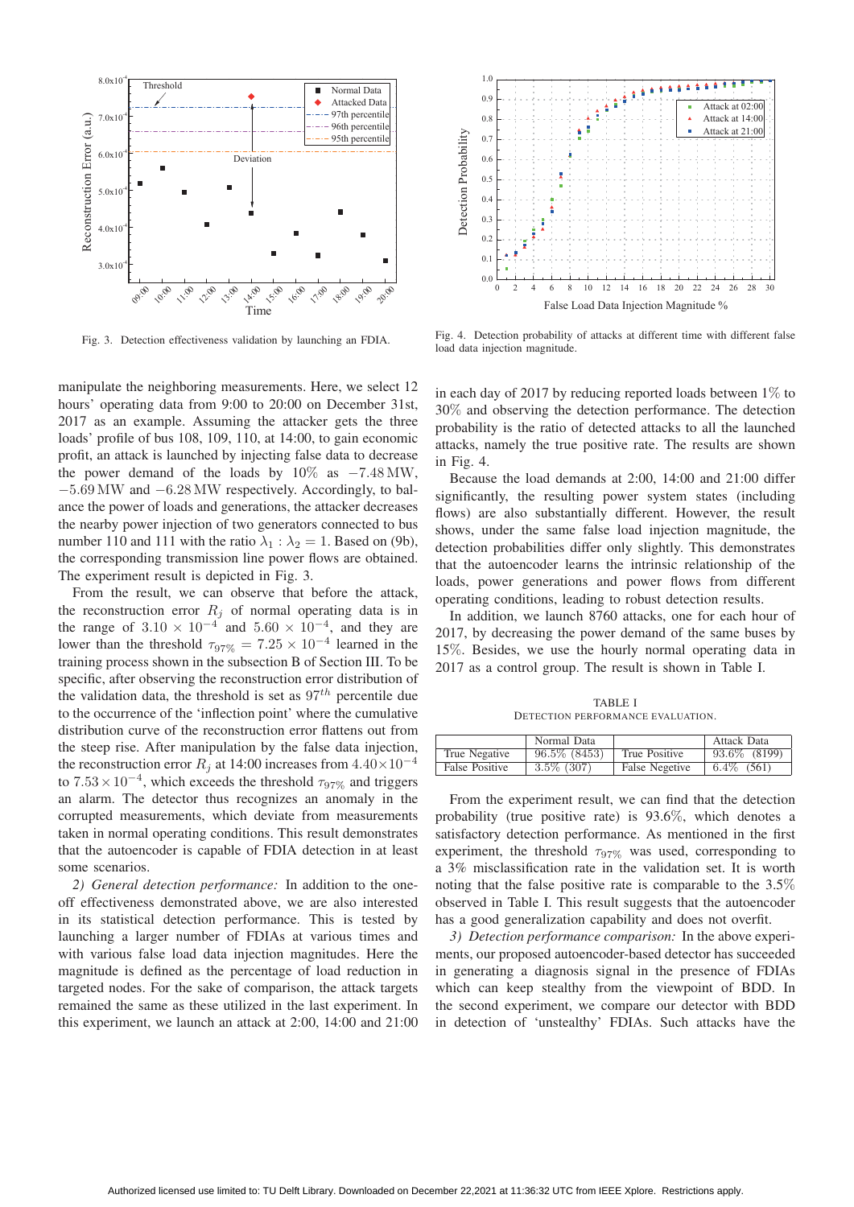Fig. 3. Detection effectiveness validation by launching an FDIA.

Fig. 4. Detection probability of attacks at different time with different false load data injection magnitude.

manipulate the neighboring measurements. Here, we select 12 hours' operating data from 9:00 to 20:00 on December 31st, 2017 as an example. Assuming the attacker gets the three loads' profile of bus 108, 109, 110, at 14:00, to gain economic profit, an attack is launched by injecting false data to decrease the power demand of the loads by 10% as $-7.48\,\mathrm{MW}$, $-5.69\,\mathrm{MW}$ and $-6.28\,\mathrm{MW}$ respectively. Accordingly, to balance the power of loads and generations, the attacker decreases the nearby power injection of two generators connected to bus number 110 and 111 with the ratio $\lambda_1 : \lambda_2 = 1$. Based on (9b), the corresponding transmission line power flows are obtained. The experiment result is depicted in Fig. 3.

From the result, we can observe that before the attack, the reconstruction error $R_j$ of normal operating data is in the range of $3.10 \times 10^{-4}$ and $5.60 \times 10^{-4}$, and they are lower than the threshold $\tau_{97\%} = 7.25 \times 10^{-4}$ learned in the training process shown in the subsection B of Section III. To be specific, after observing the reconstruction error distribution of the validation data, the threshold is set as $97^{th}$ percentile due to the occurrence of the 'inflection point' where the cumulative distribution curve of the reconstruction error flattens out from the steep rise. After manipulation by the false data injection, the reconstruction error $R_j$ at 14:00 increases from $4.40 \times 10^{-4}$ to $7.53 \times 10^{-4}$, which exceeds the threshold $\tau_{97\%}$ and triggers an alarm. The detector thus recognizes an anomaly in the corrupted measurements, which deviate from measurements taken in normal operating conditions. This result demonstrates that the autoencoder is capable of FDIA detection in at least some scenarios.

*2) General detection performance:* In addition to the one-off effectiveness demonstrated above, we are also interested in its statistical detection performance. This is tested by launching a larger number of FDIAs at various times and with various false load data injection magnitudes. Here the magnitude is defined as the percentage of load reduction in targeted nodes. For the sake of comparison, the attack targets remained the same as these utilized in the last experiment. In this experiment, we launch an attack at 2:00, 14:00 and 21:00 in each day of 2017 by reducing reported loads between 1% to 30% and observing the detection performance. The detection probability is the ratio of detected attacks to all the launched attacks, namely the true positive rate. The results are shown in Fig. 4.

Because the load demands at 2:00, 14:00 and 21:00 differ significantly, the resulting power system states (including flows) are also substantially different. However, the result shows, under the same false load injection magnitude, the detection probabilities differ only slightly. This demonstrates that the autoencoder learns the intrinsic relationship of the loads, power generations and power flows from different operating conditions, leading to robust detection results.

In addition, we launch 8760 attacks, one for each hour of 2017, by decreasing the power demand of the same buses by 15%. Besides, we use the hourly normal operating data in 2017 as a control group. The result is shown in Table I.

TABLE I
DETECTION PERFORMANCE EVALUATION.

| | Normal Data | | Attack Data |
|---|---|---|---|
| True Negative | 96.5% (8453) | True Positive | 93.6% (8199) |
| False Positive | 3.5% (307) | False Negetive | 6.4% (561) |

From the experiment result, we can find that the detection probability (true positive rate) is 93.6%, which denotes a satisfactory detection performance. As mentioned in the first experiment, the threshold $\tau_{97\%}$ was used, corresponding to a 3% misclassification rate in the validation set. It is worth noting that the false positive rate is comparable to the 3.5% observed in Table I. This result suggests that the autoencoder has a good generalization capability and does not overfit.

*3) Detection performance comparison:* In the above experiments, our proposed autoencoder-based detector has succeeded in generating a diagnosis signal in the presence of FDIAs which can keep stealthy from the viewpoint of BDD. In the second experiment, we compare our detector with BDD in detection of 'unstealthy' FDIAs. Such attacks have the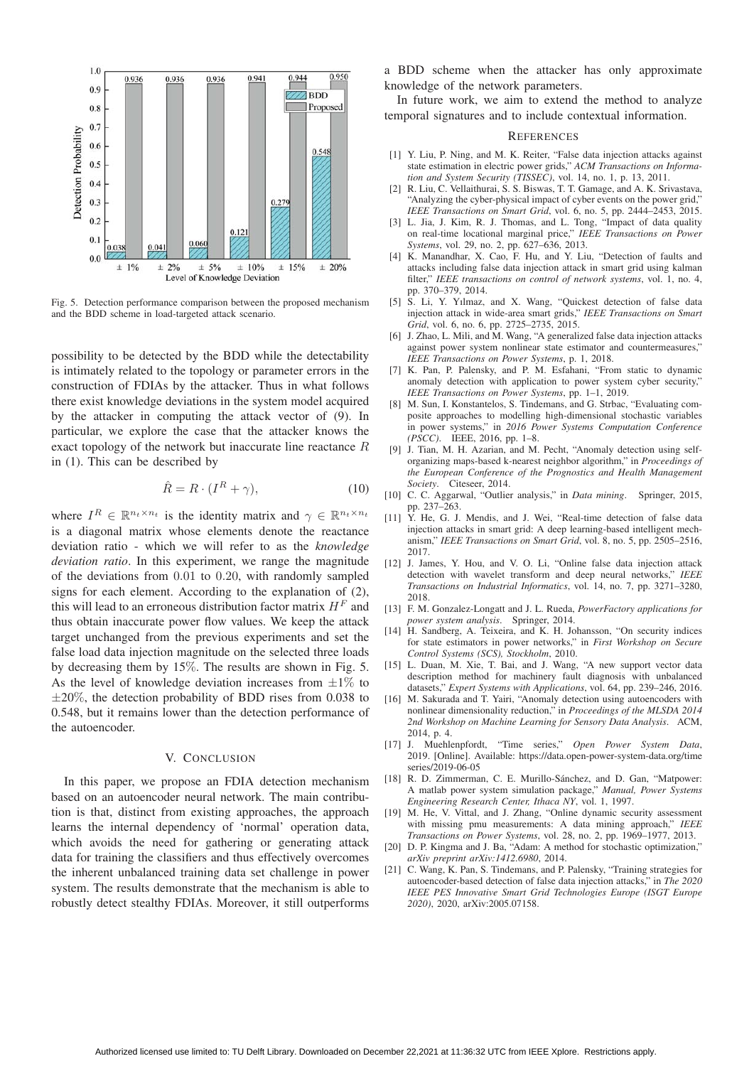1.0
0.9
0.8
0.7
0.6
0.5
0.4
0.3
0.2
0.1
0.0

Detection Probability

0.936 0.936 0.936 0.941 0.944 0.950

0.038 0.041 0.060 0.121 0.279 0.548

BDD
Proposed

± 1% ± 2% ± 5% ± 10% ± 15% ± 20%

Level of Knowledge Deviation

Fig. 5. Detection performance comparison between the proposed mechanism and the BDD scheme in load-targeted attack scenario.

possibility to be detected by the BDD while the detectability is intimately related to the topology or parameter errors in the construction of FDIAs by the attacker. Thus in what follows there exist knowledge deviations in the system model acquired by the attacker in computing the attack vector of (9). In particular, we explore the case that the attacker knows the exact topology of the network but inaccurate line reactance $R$ in (1). This can be described by

$$\hat{R} = R \cdot (I^R + \gamma), \tag{10}$$

where $I^R \in \mathbb{R}^{n_t \times n_t}$ is the identity matrix and $\gamma \in \mathbb{R}^{n_t \times n_t}$ is a diagonal matrix whose elements denote the reactance deviation ratio - which we will refer to as the *knowledge deviation ratio*. In this experiment, we range the magnitude of the deviations from 0.01 to 0.20, with randomly sampled signs for each element. According to the explanation of (2), this will lead to an erroneous distribution factor matrix $H^F$ and thus obtain inaccurate power flow values. We keep the attack target unchanged from the previous experiments and set the false load data injection magnitude on the selected three loads by decreasing them by 15%. The results are shown in Fig. 5. As the level of knowledge deviation increases from $\pm 1\%$ to $\pm 20\%$, the detection probability of BDD rises from 0.038 to 0.548, but it remains lower than the detection performance of the autoencoder.

## V. Conclusion

In this paper, we propose an FDIA detection mechanism based on an autoencoder neural network. The main contribution is that, distinct from existing approaches, the approach learns the internal dependency of 'normal' operation data, which avoids the need for gathering or generating attack data for training the classifiers and thus effectively overcomes the inherent unbalanced training data set challenge in power system. The results demonstrate that the mechanism is able to robustly detect stealthy FDIAs. Moreover, it still outperforms a BDD scheme when the attacker has only approximate knowledge of the network parameters.

In future work, we aim to extend the method to analyze temporal signatures and to include contextual information.

## References

[1] Y. Liu, P. Ning, and M. K. Reiter, "False data injection attacks against state estimation in electric power grids," *ACM Transactions on Information and System Security (TISSEC)*, vol. 14, no. 1, p. 13, 2011.

[2] R. Liu, C. Vellaithurai, S. S. Biswas, T. T. Gamage, and A. K. Srivastava, "Analyzing the cyber-physical impact of cyber events on the power grid," *IEEE Transactions on Smart Grid*, vol. 6, no. 5, pp. 2444–2453, 2015.

[3] L. Jia, J. Kim, R. J. Thomas, and L. Tong, "Impact of data quality on real-time locational marginal price," *IEEE Transactions on Power Systems*, vol. 29, no. 2, pp. 627–636, 2013.

[4] K. Manandhar, X. Cao, F. Hu, and Y. Liu, "Detection of faults and attacks including false data injection attack in smart grid using kalman filter," *IEEE transactions on control of network systems*, vol. 1, no. 4, pp. 370–379, 2014.

[5] S. Li, Y. Yılmaz, and X. Wang, "Quickest detection of false data injection attack in wide-area smart grids," *IEEE Transactions on Smart Grid*, vol. 6, no. 6, pp. 2725–2735, 2015.

[6] J. Zhao, L. Mili, and M. Wang, "A generalized false data injection attacks against power system nonlinear state estimator and countermeasures," *IEEE Transactions on Power Systems*, p. 1, 2018.

[7] K. Pan, P. Palensky, and P. M. Esfahani, "From static to dynamic anomaly detection with application to power system cyber security," *IEEE Transactions on Power Systems*, pp. 1–1, 2019.

[8] M. Sun, I. Konstantelos, S. Tindemans, and G. Strbac, "Evaluating composite approaches to modelling high-dimensional stochastic variables in power systems," in *2016 Power Systems Computation Conference (PSCC)*. IEEE, 2016, pp. 1–8.

[9] J. Tian, M. H. Azarian, and M. Pecht, "Anomaly detection using self-organizing maps-based k-nearest neighbor algorithm," in *Proceedings of the European Conference of the Prognostics and Health Management Society*. Citeseer, 2014.

[10] C. C. Aggarwal, "Outlier analysis," in *Data mining*. Springer, 2015, pp. 237–263.

[11] Y. He, G. J. Mendis, and J. Wei, "Real-time detection of false data injection attacks in smart grid: A deep learning-based intelligent mechanism," *IEEE Transactions on Smart Grid*, vol. 8, no. 5, pp. 2505–2516, 2017.

[12] J. James, Y. Hou, and V. O. Li, "Online false data injection attack detection with wavelet transform and deep neural networks," *IEEE Transactions on Industrial Informatics*, vol. 14, no. 7, pp. 3271–3280, 2018.

[13] F. M. Gonzalez-Longatt and J. L. Rueda, *PowerFactory applications for power system analysis*. Springer, 2014.

[14] H. Sandberg, A. Teixeira, and K. H. Johansson, "On security indices for state estimators in power networks," in *First Workshop on Secure Control Systems (SCS), Stockholm*, 2010.

[15] L. Duan, M. Xie, T. Bai, and J. Wang, "A new support vector data description method for machinery fault diagnosis with unbalanced datasets," *Expert Systems with Applications*, vol. 64, pp. 239–246, 2016.

[16] M. Sakurada and T. Yairi, "Anomaly detection using autoencoders with nonlinear dimensionality reduction," in *Proceedings of the MLSDA 2014 2nd Workshop on Machine Learning for Sensory Data Analysis*. ACM, 2014, p. 4.

[17] J. Muehlenpfordt, "Time series," *Open Power System Data*, 2019. [Online]. Available: https://data.open-power-system-data.org/time series/2019-06-05

[18] R. D. Zimmerman, C. E. Murillo-Sánchez, and D. Gan, "Matpower: A matlab power system simulation package," *Manual, Power Systems Engineering Research Center, Ithaca NY*, vol. 1, 1997.

[19] M. He, V. Vittal, and J. Zhang, "Online dynamic security assessment with missing pmu measurements: A data mining approach," *IEEE Transactions on Power Systems*, vol. 28, no. 2, pp. 1969–1977, 2013.

[20] D. P. Kingma and J. Ba, "Adam: A method for stochastic optimization," *arXiv preprint arXiv:1412.6980*, 2014.

[21] C. Wang, K. Pan, S. Tindemans, and P. Palensky, "Training strategies for autoencoder-based detection of false data injection attacks," in *The 2020 IEEE PES Innovative Smart Grid Technologies Europe (ISGT Europe 2020)*, 2020, arXiv:2005.07158.